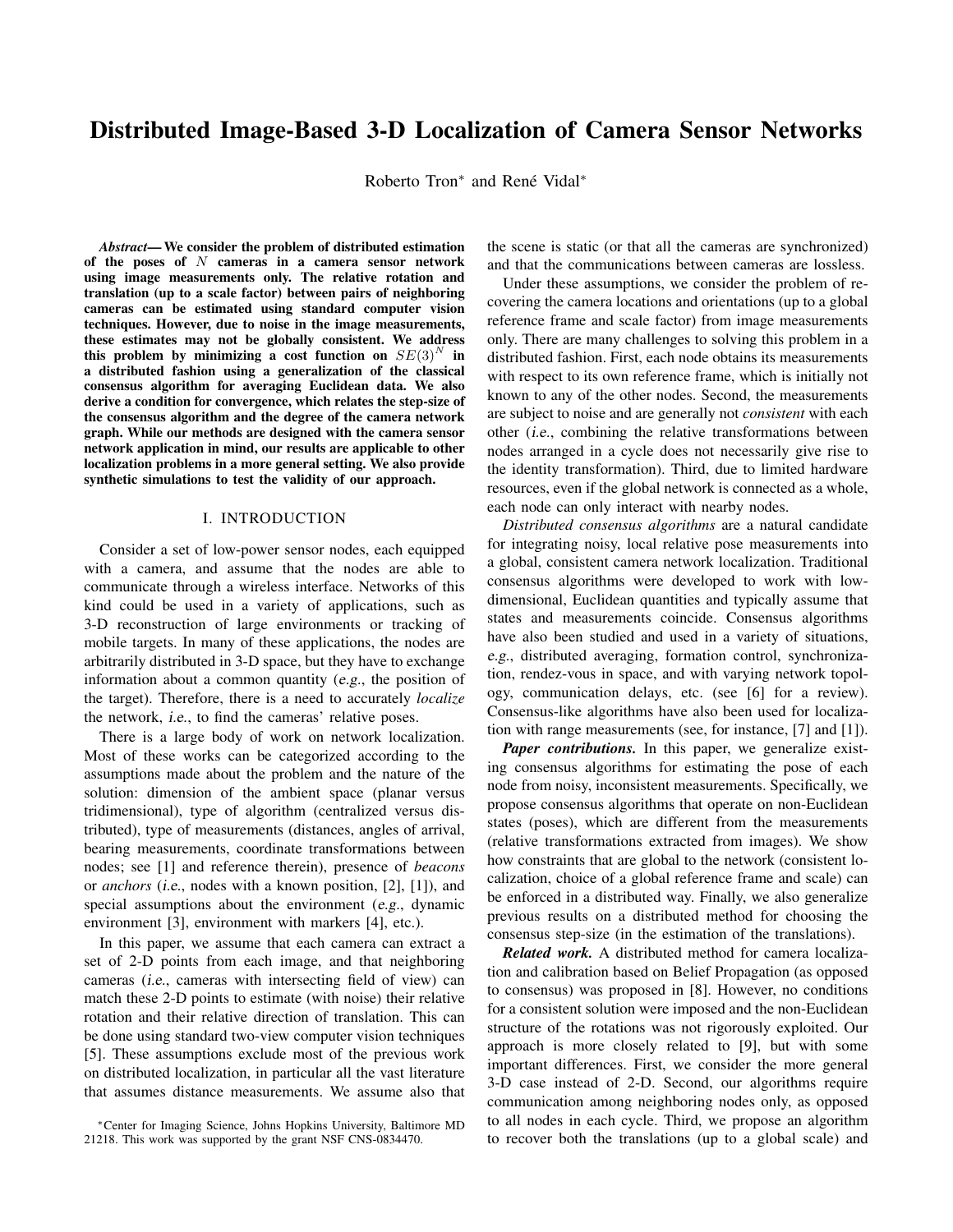# Distributed Image-Based 3-D Localization of Camera Sensor Networks

Roberto Tron* and René Vidal*

***Abstract*— We consider the problem of distributed estimation of the poses of $N$ cameras in a camera sensor network using image measurements only. The relative rotation and translation (up to a scale factor) between pairs of neighboring cameras can be estimated using standard computer vision techniques. However, due to noise in the image measurements, these estimates may not be globally consistent. We address this problem by minimizing a cost function on $SE(3)^N$ in a distributed fashion using a generalization of the classical consensus algorithm for averaging Euclidean data. We also derive a condition for convergence, which relates the step-size of the consensus algorithm and the degree of the camera network graph. While our methods are designed with the camera sensor network application in mind, our results are applicable to other localization problems in a more general setting. We also provide synthetic simulations to test the validity of our approach.**

## I. INTRODUCTION

Consider a set of low-power sensor nodes, each equipped with a camera, and assume that the nodes are able to communicate through a wireless interface. Networks of this kind could be used in a variety of applications, such as 3-D reconstruction of large environments or tracking of mobile targets. In many of these applications, the nodes are arbitrarily distributed in 3-D space, but they have to exchange information about a common quantity (*e.g.*, the position of the target). Therefore, there is a need to accurately *localize* the network, *i.e.*, to find the cameras' relative poses.

There is a large body of work on network localization. Most of these works can be categorized according to the assumptions made about the problem and the nature of the solution: dimension of the ambient space (planar versus tridimensional), type of algorithm (centralized versus distributed), type of measurements (distances, angles of arrival, bearing measurements, coordinate transformations between nodes; see [1] and reference therein), presence of *beacons* or *anchors* (*i.e.*, nodes with a known position, [2], [1]), and special assumptions about the environment (*e.g.*, dynamic environment [3], environment with markers [4], etc.).

In this paper, we assume that each camera can extract a set of 2-D points from each image, and that neighboring cameras (*i.e.*, cameras with intersecting field of view) can match these 2-D points to estimate (with noise) their relative rotation and their relative direction of translation. This can be done using standard two-view computer vision techniques [5]. These assumptions exclude most of the previous work on distributed localization, in particular all the vast literature that assumes distance measurements. We assume also that the scene is static (or that all the cameras are synchronized) and that the communications between cameras are lossless.

Under these assumptions, we consider the problem of recovering the camera locations and orientations (up to a global reference frame and scale factor) from image measurements only. There are many challenges to solving this problem in a distributed fashion. First, each node obtains its measurements with respect to its own reference frame, which is initially not known to any of the other nodes. Second, the measurements are subject to noise and are generally not *consistent* with each other (*i.e.*, combining the relative transformations between nodes arranged in a cycle does not necessarily give rise to the identity transformation). Third, due to limited hardware resources, even if the global network is connected as a whole, each node can only interact with nearby nodes.

*Distributed consensus algorithms* are a natural candidate for integrating noisy, local relative pose measurements into a global, consistent camera network localization. Traditional consensus algorithms were developed to work with low-dimensional, Euclidean quantities and typically assume that states and measurements coincide. Consensus algorithms have also been studied and used in a variety of situations, *e.g.*, distributed averaging, formation control, synchronization, rendez-vous in space, and with varying network topology, communication delays, etc. (see [6] for a review). Consensus-like algorithms have also been used for localization with range measurements (see, for instance, [7] and [1]).

***Paper contributions.*** In this paper, we generalize existing consensus algorithms for estimating the pose of each node from noisy, inconsistent measurements. Specifically, we propose consensus algorithms that operate on non-Euclidean states (poses), which are different from the measurements (relative transformations extracted from images). We show how constraints that are global to the network (consistent localization, choice of a global reference frame and scale) can be enforced in a distributed way. Finally, we also generalize previous results on a distributed method for choosing the consensus step-size (in the estimation of the translations).

***Related work.*** A distributed method for camera localization and calibration based on Belief Propagation (as opposed to consensus) was proposed in [8]. However, no conditions for a consistent solution were imposed and the non-Euclidean structure of the rotations was not rigorously exploited. Our approach is more closely related to [9], but with some important differences. First, we consider the more general 3-D case instead of 2-D. Second, our algorithms require communication among neighboring nodes only, as opposed to all nodes in each cycle. Third, we propose an algorithm to recover both the translations (up to a global scale) and

*Center for Imaging Science, Johns Hopkins University, Baltimore MD 21218. This work was supported by the grant NSF CNS-0834470.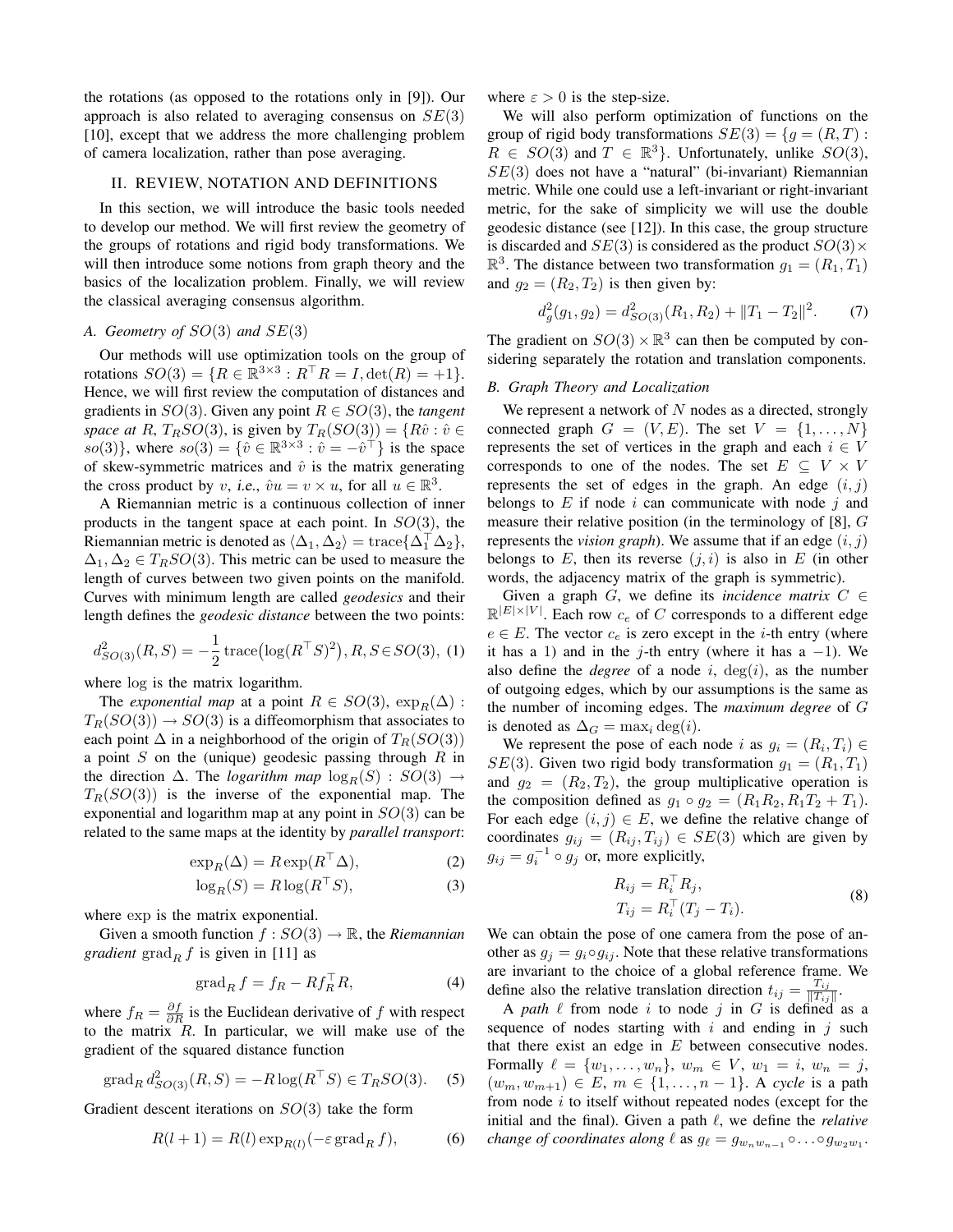the rotations (as opposed to the rotations only in [9]). Our approach is also related to averaging consensus on $SE(3)$ [10], except that we address the more challenging problem of camera localization, rather than pose averaging.

## II. REVIEW, NOTATION AND DEFINITIONS

In this section, we will introduce the basic tools needed to develop our method. We will first review the geometry of the groups of rotations and rigid body transformations. We will then introduce some notions from graph theory and the basics of the localization problem. Finally, we will review the classical averaging consensus algorithm.

### A. Geometry of $SO(3)$ and $SE(3)$

Our methods will use optimization tools on the group of rotations $SO(3) = \{R \in \mathbb{R}^{3\times 3} : R^\top R = I, \det(R) = +1\}$. Hence, we will first review the computation of distances and gradients in $SO(3)$. Given any point $R \in SO(3)$, the *tangent space at* $R$, $T_R SO(3)$, is given by $T_R(SO(3)) = \{R\hat{v} : \hat{v} \in so(3)\}$, where $so(3) = \{\hat{v} \in \mathbb{R}^{3\times 3} : \hat{v} = -\hat{v}^\top\}$ is the space of skew-symmetric matrices and $\hat{v}$ is the matrix generating the cross product by $v$, *i.e.*, $\hat{v}u = v \times u$, for all $u \in \mathbb{R}^3$.

A Riemannian metric is a continuous collection of inner products in the tangent space at each point. In $SO(3)$, the Riemannian metric is denoted as $\langle \Delta_1, \Delta_2 \rangle = \operatorname{trace}\{\Delta_1^\top \Delta_2\}$, $\Delta_1, \Delta_2 \in T_R SO(3)$. This metric can be used to measure the length of curves between two given points on the manifold. Curves with minimum length are called *geodesics* and their length defines the *geodesic distance* between the two points:

$$d^2_{SO(3)}(R, S) = -\frac{1}{2}\operatorname{trace}\big(\log(R^\top S)^2\big), R, S \in SO(3), \quad (1)$$

where $\log$ is the matrix logarithm.

The *exponential map* at a point $R \in SO(3)$, $\exp_R(\Delta) : T_R(SO(3)) \to SO(3)$ is a diffeomorphism that associates to each point $\Delta$ in a neighborhood of the origin of $T_R(SO(3))$ a point $S$ on the (unique) geodesic passing through $R$ in the direction $\Delta$. The *logarithm map* $\log_R(S) : SO(3) \to T_R(SO(3))$ is the inverse of the exponential map. The exponential and logarithm map at any point in $SO(3)$ can be related to the same maps at the identity by *parallel transport*:

$$\exp_R(\Delta) = R \exp(R^\top \Delta), \quad (2)$$

$$\log_R(S) = R \log(R^\top S), \quad (3)$$

where $\exp$ is the matrix exponential.

Given a smooth function $f : SO(3) \to \mathbb{R}$, the *Riemannian gradient* $\operatorname{grad}_R f$ is given in [11] as

$$\operatorname{grad}_R f = f_R - R f_R^\top R, \quad (4)$$

where $f_R = \frac{\partial f}{\partial R}$ is the Euclidean derivative of $f$ with respect to the matrix $R$. In particular, we will make use of the gradient of the squared distance function

$$\operatorname{grad}_R d^2_{SO(3)}(R, S) = -R \log(R^\top S) \in T_R SO(3). \quad (5)$$

Gradient descent iterations on $SO(3)$ take the form

$$R(l+1) = R(l) \exp_{R(l)}(-\varepsilon \operatorname{grad}_R f), \quad (6)$$

where $\varepsilon > 0$ is the step-size.

We will also perform optimization of functions on the group of rigid body transformations $SE(3) = \{g = (R, T) : R \in SO(3) \text{ and } T \in \mathbb{R}^3\}$. Unfortunately, unlike $SO(3)$, $SE(3)$ does not have a "natural" (bi-invariant) Riemannian metric. While one could use a left-invariant or right-invariant metric, for the sake of simplicity we will use the double geodesic distance (see [12]). In this case, the group structure is discarded and $SE(3)$ is considered as the product $SO(3) \times \mathbb{R}^3$. The distance between two transformation $g_1 = (R_1, T_1)$ and $g_2 = (R_2, T_2)$ is then given by:

$$d^2_g(g_1, g_2) = d^2_{SO(3)}(R_1, R_2) + \|T_1 - T_2\|^2. \quad (7)$$

The gradient on $SO(3) \times \mathbb{R}^3$ can then be computed by considering separately the rotation and translation components.

### B. Graph Theory and Localization

We represent a network of $N$ nodes as a directed, strongly connected graph $G = (V, E)$. The set $V = \{1, \ldots, N\}$ represents the set of vertices in the graph and each $i \in V$ corresponds to one of the nodes. The set $E \subseteq V \times V$ represents the set of edges in the graph. An edge $(i, j)$ belongs to $E$ if node $i$ can communicate with node $j$ and measure their relative position (in the terminology of [8], $G$ represents the *vision graph*). We assume that if an edge $(i, j)$ belongs to $E$, then its reverse $(j, i)$ is also in $E$ (in other words, the adjacency matrix of the graph is symmetric).

Given a graph $G$, we define its *incidence matrix* $C \in \mathbb{R}^{|E|\times|V|}$. Each row $c_e$ of $C$ corresponds to a different edge $e \in E$. The vector $c_e$ is zero except in the $i$-th entry (where it has a 1) and in the $j$-th entry (where it has a $-1$). We also define the *degree* of a node $i$, $\deg(i)$, as the number of outgoing edges, which by our assumptions is the same as the number of incoming edges. The *maximum degree* of $G$ is denoted as $\Delta_G = \max_i \deg(i)$.

We represent the pose of each node $i$ as $g_i = (R_i, T_i) \in SE(3)$. Given two rigid body transformation $g_1 = (R_1, T_1)$ and $g_2 = (R_2, T_2)$, the group multiplicative operation is the composition defined as $g_1 \circ g_2 = (R_1 R_2, R_1 T_2 + T_1)$. For each edge $(i, j) \in E$, we define the relative change of coordinates $g_{ij} = (R_{ij}, T_{ij}) \in SE(3)$ which are given by $g_{ij} = g_i^{-1} \circ g_j$ or, more explicitly,

$$\begin{aligned} R_{ij} &= R_i^\top R_j, \\ T_{ij} &= R_i^\top (T_j - T_i). \end{aligned} \quad (8)$$

We can obtain the pose of one camera from the pose of another as $g_j = g_i \circ g_{ij}$. Note that these relative transformations are invariant to the choice of a global reference frame. We define also the relative translation direction $t_{ij} = \frac{T_{ij}}{\|T_{ij}\|}$.

A *path* $\ell$ from node $i$ to node $j$ in $G$ is defined as a sequence of nodes starting with $i$ and ending in $j$ such that there exist an edge in $E$ between consecutive nodes. Formally $\ell = \{w_1, \ldots, w_n\}$, $w_m \in V$, $w_1 = i$, $w_n = j$, $(w_m, w_{m+1}) \in E$, $m \in \{1, \ldots, n-1\}$. A *cycle* is a path from node $i$ to itself without repeated nodes (except for the initial and the final). Given a path $\ell$, we define the *relative change of coordinates along* $\ell$ as $g_\ell = g_{w_n w_{n-1}} \circ \ldots \circ g_{w_2 w_1}$.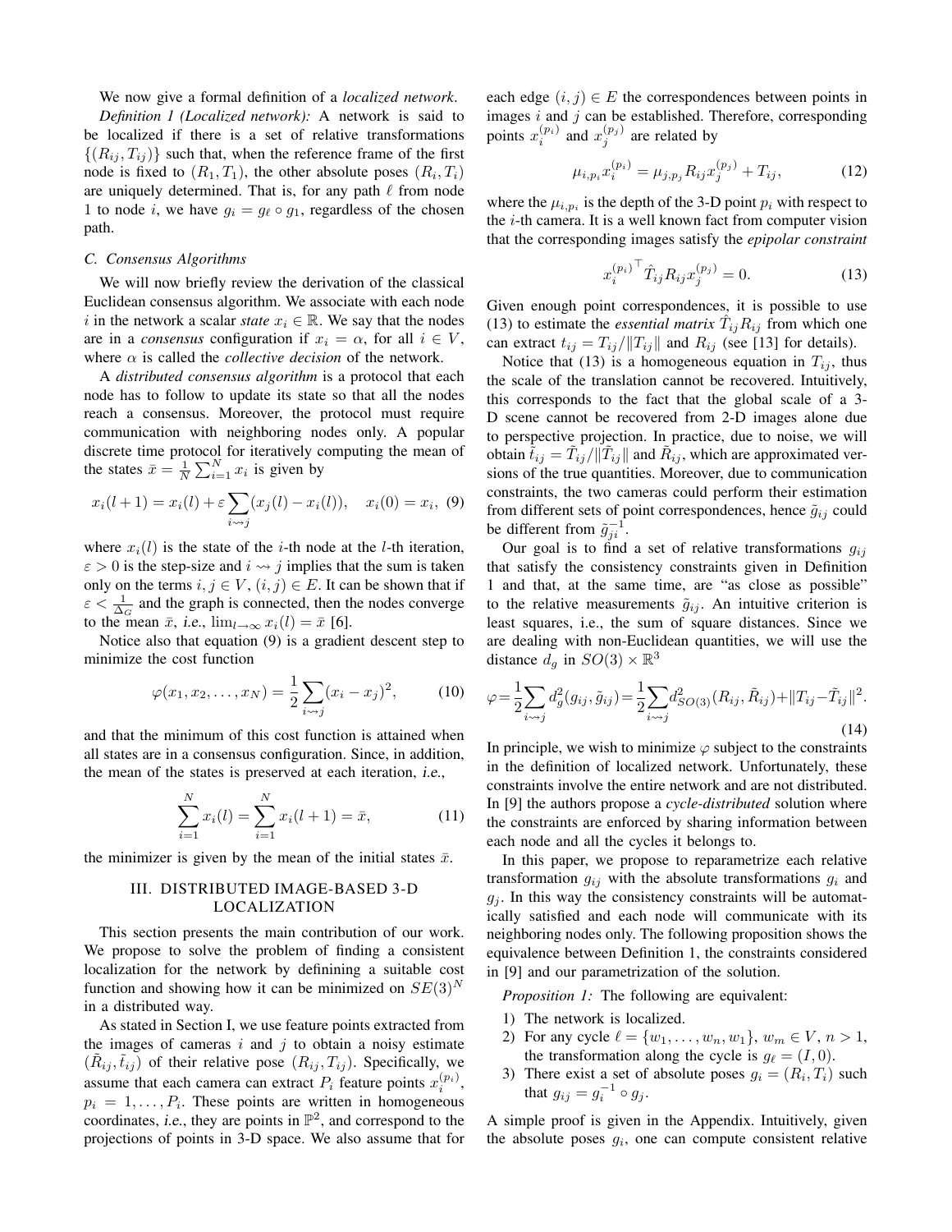We now give a formal definition of a *localized network*.

*Definition 1 (Localized network):* A network is said to be localized if there is a set of relative transformations $\{(R_{ij}, T_{ij})\}$ such that, when the reference frame of the first node is fixed to $(R_1, T_1)$, the other absolute poses $(R_i, T_i)$ are uniquely determined. That is, for any path $\ell$ from node 1 to node $i$, we have $g_i = g_\ell \circ g_1$, regardless of the chosen path.

### C. Consensus Algorithms

We will now briefly review the derivation of the classical Euclidean consensus algorithm. We associate with each node $i$ in the network a scalar *state* $x_i \in \mathbb{R}$. We say that the nodes are in a *consensus* configuration if $x_i = \alpha$, for all $i \in V$, where $\alpha$ is called the *collective decision* of the network.

A *distributed consensus algorithm* is a protocol that each node has to follow to update its state so that all the nodes reach a consensus. Moreover, the protocol must require communication with neighboring nodes only. A popular discrete time protocol for iteratively computing the mean of the states $\bar{x} = \frac{1}{N}\sum_{i=1}^{N} x_i$ is given by

$$x_i(l+1) = x_i(l) + \varepsilon \sum_{i \rightsquigarrow j}(x_j(l) - x_i(l)), \quad x_i(0) = x_i, \tag{9}$$

where $x_i(l)$ is the state of the $i$-th node at the $l$-th iteration, $\varepsilon > 0$ is the step-size and $i \rightsquigarrow j$ implies that the sum is taken only on the terms $i, j \in V$, $(i, j) \in E$. It can be shown that if $\varepsilon < \frac{1}{\Delta_G}$ and the graph is connected, then the nodes converge to the mean $\bar{x}$, *i.e.*, $\lim_{l\to\infty} x_i(l) = \bar{x}$ [6].

Notice also that equation (9) is a gradient descent step to minimize the cost function

$$\varphi(x_1, x_2, \ldots, x_N) = \frac{1}{2}\sum_{i \rightsquigarrow j}(x_i - x_j)^2, \tag{10}$$

and that the minimum of this cost function is attained when all states are in a consensus configuration. Since, in addition, the mean of the states is preserved at each iteration, *i.e.*,

$$\sum_{i=1}^{N} x_i(l) = \sum_{i=1}^{N} x_i(l+1) = \bar{x}, \tag{11}$$

the minimizer is given by the mean of the initial states $\bar{x}$.

## III. DISTRIBUTED IMAGE-BASED 3-D LOCALIZATION

This section presents the main contribution of our work. We propose to solve the problem of finding a consistent localization for the network by defininig a suitable cost function and showing how it can be minimized on $SE(3)^N$ in a distributed way.

As stated in Section I, we use feature points extracted from the images of cameras $i$ and $j$ to obtain a noisy estimate $(\tilde{R}_{ij}, \tilde{t}_{ij})$ of their relative pose $(R_{ij}, T_{ij})$. Specifically, we assume that each camera can extract $P_i$ feature points $x_i^{(p_i)}$, $p_i = 1, \ldots, P_i$. These points are written in homogeneous coordinates, *i.e.*, they are points in $\mathbb{P}^2$, and correspond to the projections of points in 3-D space. We also assume that for each edge $(i, j) \in E$ the correspondences between points in images $i$ and $j$ can be established. Therefore, corresponding points $x_i^{(p_i)}$ and $x_j^{(p_j)}$ are related by

$$\mu_{i,p_i} x_i^{(p_i)} = \mu_{j,p_j} R_{ij} x_j^{(p_j)} + T_{ij}, \tag{12}$$

where the $\mu_{i,p_i}$ is the depth of the 3-D point $p_i$ with respect to the $i$-th camera. It is a well known fact from computer vision that the corresponding images satisfy the *epipolar constraint*

$${x_i^{(p_i)}}^\top \hat{T}_{ij} R_{ij} x_j^{(p_j)} = 0. \tag{13}$$

Given enough point correspondences, it is possible to use (13) to estimate the *essential matrix* $\hat{T}_{ij} R_{ij}$ from which one can extract $t_{ij} = T_{ij}/\|T_{ij}\|$ and $R_{ij}$ (see [13] for details).

Notice that (13) is a homogeneous equation in $T_{ij}$, thus the scale of the translation cannot be recovered. Intuitively, this corresponds to the fact that the global scale of a 3-D scene cannot be recovered from 2-D images alone due to perspective projection. In practice, due to noise, we will obtain $\tilde{t}_{ij} = \tilde{T}_{ij}/\|\tilde{T}_{ij}\|$ and $\tilde{R}_{ij}$, which are approximated versions of the true quantities. Moreover, due to communication constraints, the two cameras could perform their estimation from different sets of point correspondences, hence $\tilde{g}_{ij}$ could be different from $\tilde{g}_{ji}^{-1}$.

Our goal is to find a set of relative transformations $g_{ij}$ that satisfy the consistency constraints given in Definition 1 and that, at the same time, are "as close as possible" to the relative measurements $\tilde{g}_{ij}$. An intuitive criterion is least squares, i.e., the sum of square distances. Since we are dealing with non-Euclidean quantities, we will use the distance $d_g$ in $SO(3) \times \mathbb{R}^3$

$$\varphi = \frac{1}{2}\sum_{i \rightsquigarrow j} d_g^2(g_{ij}, \tilde{g}_{ij}) = \frac{1}{2}\sum_{i \rightsquigarrow j} d_{SO(3)}^2(R_{ij}, \tilde{R}_{ij}) + \|T_{ij} - \tilde{T}_{ij}\|^2. \tag{14}$$

In principle, we wish to minimize $\varphi$ subject to the constraints in the definition of localized network. Unfortunately, these constraints involve the entire network and are not distributed. In [9] the authors propose a *cycle-distributed* solution where the constraints are enforced by sharing information between each node and all the cycles it belongs to.

In this paper, we propose to reparametrize each relative transformation $g_{ij}$ with the absolute transformations $g_i$ and $g_j$. In this way the consistency constraints will be automatically satisfied and each node will communicate with its neighboring nodes only. The following proposition shows the equivalence between Definition 1, the constraints considered in [9] and our parametrization of the solution.

*Proposition 1:* The following are equivalent:

1) The network is localized.
2) For any cycle $\ell = \{w_1, \ldots, w_n, w_1\}$, $w_m \in V$, $n > 1$, the transformation along the cycle is $g_\ell = (I, 0)$.
3) There exist a set of absolute poses $g_i = (R_i, T_i)$ such that $g_{ij} = g_i^{-1} \circ g_j$.

A simple proof is given in the Appendix. Intuitively, given the absolute poses $g_i$, one can compute consistent relative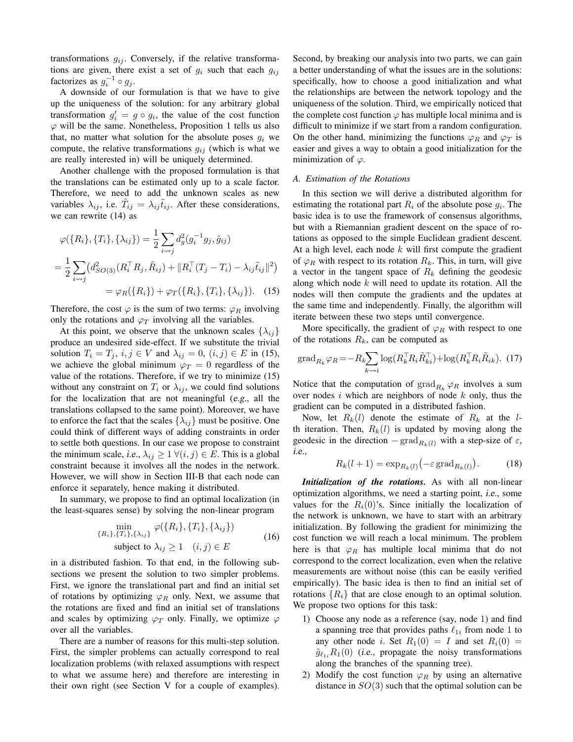transformations $g_{ij}$. Conversely, if the relative transformations are given, there exist a set of $g_i$ such that each $g_{ij}$ factorizes as $g_i^{-1} \circ g_j$.

A downside of our formulation is that we have to give up the uniqueness of the solution: for any arbitrary global transformation $g_i' = g \circ g_i$, the value of the cost function $\varphi$ will be the same. Nonetheless, Proposition 1 tells us also that, no matter what solution for the absolute poses $g_i$ we compute, the relative transformations $g_{ij}$ (which is what we are really interested in) will be uniquely determined.

Another challenge with the proposed formulation is that the translations can be estimated only up to a scale factor. Therefore, we need to add the unknown scales as new variables $\lambda_{ij}$, i.e. $\tilde{T}_{ij} = \lambda_{ij}\tilde{t}_{ij}$. After these considerations, we can rewrite (14) as

$$\varphi(\{R_i\},\{T_i\},\{\lambda_{ij}\}) = \frac{1}{2}\sum_{i \rightsquigarrow j} d_g^2(g_i^{-1}g_j, \tilde{g}_{ij})$$

$$= \frac{1}{2}\sum_{i \rightsquigarrow j}\left(d_{SO(3)}^2(R_i^\top R_j, \tilde{R}_{ij}) + \|R_i^\top(T_j - T_i) - \lambda_{ij}\tilde{t}_{ij}\|^2\right)$$

$$= \varphi_R(\{R_i\}) + \varphi_T(\{R_i\},\{T_i\},\{\lambda_{ij}\}). \quad (15)$$

Therefore, the cost $\varphi$ is the sum of two terms: $\varphi_R$ involving only the rotations and $\varphi_T$ involving all the variables.

At this point, we observe that the unknown scales $\{\lambda_{ij}\}$ produce an undesired side-effect. If we substitute the trivial solution $T_i = T_j$, $i,j \in V$ and $\lambda_{ij} = 0$, $(i,j) \in E$ in (15), we achieve the global minimum $\varphi_T = 0$ regardless of the value of the rotations. Therefore, if we try to minimize (15) without any constraint on $T_i$ or $\lambda_{ij}$, we could find solutions for the localization that are not meaningful (*e.g.*, all the translations collapsed to the same point). Moreover, we have to enforce the fact that the scales $\{\lambda_{ij}\}$ must be positive. One could think of different ways of adding constraints in order to settle both questions. In our case we propose to constraint the minimum scale, *i.e.*, $\lambda_{ij} \geq 1 \; \forall (i,j) \in E$. This is a global constraint because it involves all the nodes in the network. However, we will show in Section III-B that each node can enforce it separately, hence making it distributed.

In summary, we propose to find an optimal localization (in the least-squares sense) by solving the non-linear program

$$\begin{aligned} \min_{\{R_i\},\{T_i\},\{\lambda_{ij}\}} \; & \varphi(\{R_i\},\{T_i\},\{\lambda_{ij}\}) \\ \text{subject to } \; & \lambda_{ij} \geq 1 \quad (i,j) \in E \end{aligned} \quad (16)$$

in a distributed fashion. To that end, in the following subsections we present the solution to two simpler problems. First, we ignore the translational part and find an initial set of rotations by optimizing $\varphi_R$ only. Next, we assume that the rotations are fixed and find an initial set of translations and scales by optimizing $\varphi_T$ only. Finally, we optimize $\varphi$ over all the variables.

There are a number of reasons for this multi-step solution. First, the simpler problems can actually correspond to real localization problems (with relaxed assumptions with respect to what we assume here) and therefore are interesting in their own right (see Section V for a couple of examples). Second, by breaking our analysis into two parts, we can gain a better understanding of what the issues are in the solutions: specifically, how to choose a good initialization and what the relationships are between the network topology and the uniqueness of the solution. Third, we empirically noticed that the complete cost function $\varphi$ has multiple local minima and is difficult to minimize if we start from a random configuration. On the other hand, minimizing the functions $\varphi_R$ and $\varphi_T$ is easier and gives a way to obtain a good initialization for the minimization of $\varphi$.

### A. Estimation of the Rotations

In this section we will derive a distributed algorithm for estimating the rotational part $R_i$ of the absolute pose $g_i$. The basic idea is to use the framework of consensus algorithms, but with a Riemannian gradient descent on the space of rotations as opposed to the simple Euclidean gradient descent. At a high level, each node $k$ will first compute the gradient of $\varphi_R$ with respect to its rotation $R_k$. This, in turn, will give a vector in the tangent space of $R_k$ defining the geodesic along which node $k$ will need to update its rotation. All the nodes will then compute the gradients and the updates at the same time and independently. Finally, the algorithm will iterate between these two steps until convergence.

More specifically, the gradient of $\varphi_R$ with respect to one of the rotations $R_k$, can be computed as

$$\operatorname{grad}_{R_k}\varphi_R = -R_k \sum_{k \rightsquigarrow i} \log(R_k^\top R_i \tilde{R}_{ki}^\top) + \log(R_k^\top R_i \tilde{R}_{ik}). \quad (17)$$

Notice that the computation of $\operatorname{grad}_{R_k}\varphi_R$ involves a sum over nodes $i$ which are neighbors of node $k$ only, thus the gradient can be computed in a distributed fashion.

Now, let $R_k(l)$ denote the estimate of $R_k$ at the $l$-th iteration. Then, $R_k(l)$ is updated by moving along the geodesic in the direction $-\operatorname{grad}_{R_k(l)}$ with a step-size of $\varepsilon$, *i.e.*,

$$R_k(l+1) = \exp_{R_k(l)}\left(-\varepsilon \operatorname{grad}_{R_k(l)}\right). \quad (18)$$

***Initialization of the rotations.*** As with all non-linear optimization algorithms, we need a starting point, *i.e.*, some values for the $R_i(0)$'s. Since initially the localization of the network is unknown, we have to start with an arbitrary initialization. By following the gradient for minimizing the cost function we will reach a local minimum. The problem here is that $\varphi_R$ has multiple local minima that do not correspond to the correct localization, even when the relative measurements are without noise (this can be easily verified empirically). The basic idea is then to find an initial set of rotations $\{R_i\}$ that are close enough to an optimal solution. We propose two options for this task:

1) Choose any node as a reference (say, node 1) and find a spanning tree that provides paths $\ell_{1i}$ from node 1 to any other node $i$. Set $R_1(0) = I$ and set $R_i(0) = \tilde{g}_{\ell_{1i}} R_1(0)$ (*i.e.*, propagate the noisy transformations along the branches of the spanning tree).
2) Modify the cost function $\varphi_R$ by using an alternative distance in $SO(3)$ such that the optimal solution can be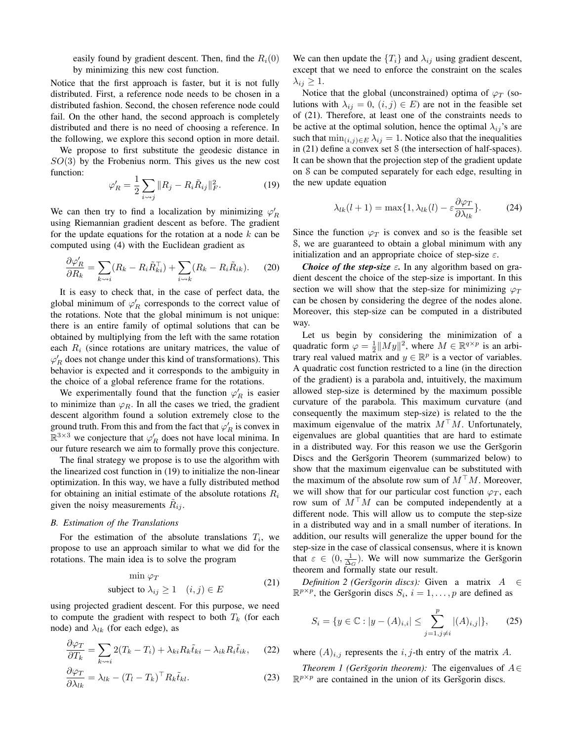easily found by gradient descent. Then, find the $R_i(0)$ by minimizing this new cost function.

Notice that the first approach is faster, but it is not fully distributed. First, a reference node needs to be chosen in a distributed fashion. Second, the chosen reference node could fail. On the other hand, the second approach is completely distributed and there is no need of choosing a reference. In the following, we explore this second option in more detail.

We propose to first substitute the geodesic distance in $SO(3)$ by the Frobenius norm. This gives us the new cost function:

$$\varphi'_R = \frac{1}{2}\sum_{i \rightsquigarrow j} \|R_j - R_i\tilde{R}_{ij}\|_F^2. \tag{19}$$

We can then try to find a localization by minimizing $\varphi'_R$ using Riemannian gradient descent as before. The gradient for the update equations for the rotation at a node $k$ can be computed using (4) with the Euclidean gradient as

$$\frac{\partial \varphi'_R}{\partial R_k} = \sum_{k \rightsquigarrow i}(R_k - R_i\tilde{R}_{ki}^\top) + \sum_{i \rightsquigarrow k}(R_k - R_i\tilde{R}_{ik}). \tag{20}$$

It is easy to check that, in the case of perfect data, the global minimum of $\varphi'_R$ corresponds to the correct value of the rotations. Note that the global minimum is not unique: there is an entire family of optimal solutions that can be obtained by multiplying from the left with the same rotation each $R_i$ (since rotations are unitary matrices, the value of $\varphi'_R$ does not change under this kind of transformations). This behavior is expected and it corresponds to the ambiguity in the choice of a global reference frame for the rotations.

We experimentally found that the function $\varphi'_R$ is easier to minimize than $\varphi_R$. In all the cases we tried, the gradient descent algorithm found a solution extremely close to the ground truth. From this and from the fact that $\varphi'_R$ is convex in $\mathbb{R}^{3\times3}$ we conjecture that $\varphi'_R$ does not have local minima. In our future research we aim to formally prove this conjecture.

The final strategy we propose is to use the algorithm with the linearized cost function in (19) to initialize the non-linear optimization. In this way, we have a fully distributed method for obtaining an initial estimate of the absolute rotations $R_i$ given the noisy measurements $\tilde{R}_{ij}$.

### B. Estimation of the Translations

For the estimation of the absolute translations $T_i$, we propose to use an approach similar to what we did for the rotations. The main idea is to solve the program

$$\begin{aligned} &\min \varphi_T \\ &\text{subject to } \lambda_{ij} \geq 1 \quad (i,j) \in E \end{aligned} \tag{21}$$

using projected gradient descent. For this purpose, we need to compute the gradient with respect to both $T_k$ (for each node) and $\lambda_{lk}$ (for each edge), as

$$\frac{\partial \varphi_T}{\partial T_k} = \sum_{k \rightsquigarrow i} 2(T_k - T_i) + \lambda_{ki}R_k\tilde{t}_{ki} - \lambda_{ik}R_i\tilde{t}_{ik}, \tag{22}$$

$$\frac{\partial \varphi_T}{\partial \lambda_{lk}} = \lambda_{lk} - (T_l - T_k)^\top R_k\tilde{t}_{kl}. \tag{23}$$

We can then update the $\{T_i\}$ and $\lambda_{ij}$ using gradient descent, except that we need to enforce the constraint on the scales $\lambda_{ij} \geq 1$.

Notice that the global (unconstrained) optima of $\varphi_T$ (solutions with $\lambda_{ij} = 0$, $(i,j) \in E$) are not in the feasible set of (21). Therefore, at least one of the constraints needs to be active at the optimal solution, hence the optimal $\lambda_{ij}$'s are such that $\min_{(i,j)\in E} \lambda_{ij} = 1$. Notice also that the inequalities in (21) define a convex set $\mathcal{S}$ (the intersection of half-spaces). It can be shown that the projection step of the gradient update on $\mathcal{S}$ can be computed separately for each edge, resulting in the new update equation

$$\lambda_{lk}(l+1) = \max\{1, \lambda_{lk}(l) - \varepsilon\frac{\partial \varphi_T}{\partial \lambda_{lk}}\}. \tag{24}$$

Since the function $\varphi_T$ is convex and so is the feasible set $\mathcal{S}$, we are guaranteed to obtain a global minimum with any initialization and an appropriate choice of step-size $\varepsilon$.

***Choice of the step-size $\varepsilon$.*** In any algorithm based on gradient descent the choice of the step-size is important. In this section we will show that the step-size for minimizing $\varphi_T$ can be chosen by considering the degree of the nodes alone. Moreover, this step-size can be computed in a distributed way.

Let us begin by considering the minimization of a quadratic form $\varphi = \frac{1}{2}\|My\|^2$, where $M \in \mathbb{R}^{q\times p}$ is an arbitrary real valued matrix and $y \in \mathbb{R}^p$ is a vector of variables. A quadratic cost function restricted to a line (in the direction of the gradient) is a parabola and, intuitively, the maximum allowed step-size is determined by the maximum possible curvature of the parabola. This maximum curvature (and consequently the maximum step-size) is related to the the maximum eigenvalue of the matrix $M^\top M$. Unfortunately, eigenvalues are global quantities that are hard to estimate in a distributed way. For this reason we use the Geršgorin Discs and the Geršgorin Theorem (summarized below) to show that the maximum eigenvalue can be substituted with the maximum of the absolute row sum of $M^\top M$. Moreover, we will show that for our particular cost function $\varphi_T$, each row sum of $M^\top M$ can be computed independently at a different node. This will allow us to compute the step-size in a distributed way and in a small number of iterations. In addition, our results will generalize the upper bound for the step-size in the case of classical consensus, where it is known that $\varepsilon \in (0, \frac{1}{\Delta_G})$. We will now summarize the Geršgorin theorem and formally state our result.

*Definition 2 (Geršgorin discs):* Given a matrix $A \in \mathbb{R}^{p\times p}$, the Geršgorin discs $S_i$, $i = 1,\ldots,p$ are defined as

$$S_i = \{y \in \mathbb{C} : |y - (A)_{i,i}| \leq \sum_{j=1, j\neq i}^{p} |(A)_{i,j}|\}, \tag{25}$$

where $(A)_{i,j}$ represents the $i,j$-th entry of the matrix $A$.

*Theorem 1 (Geršgorin theorem):* The eigenvalues of $A \in \mathbb{R}^{p\times p}$ are contained in the union of its Geršgorin discs.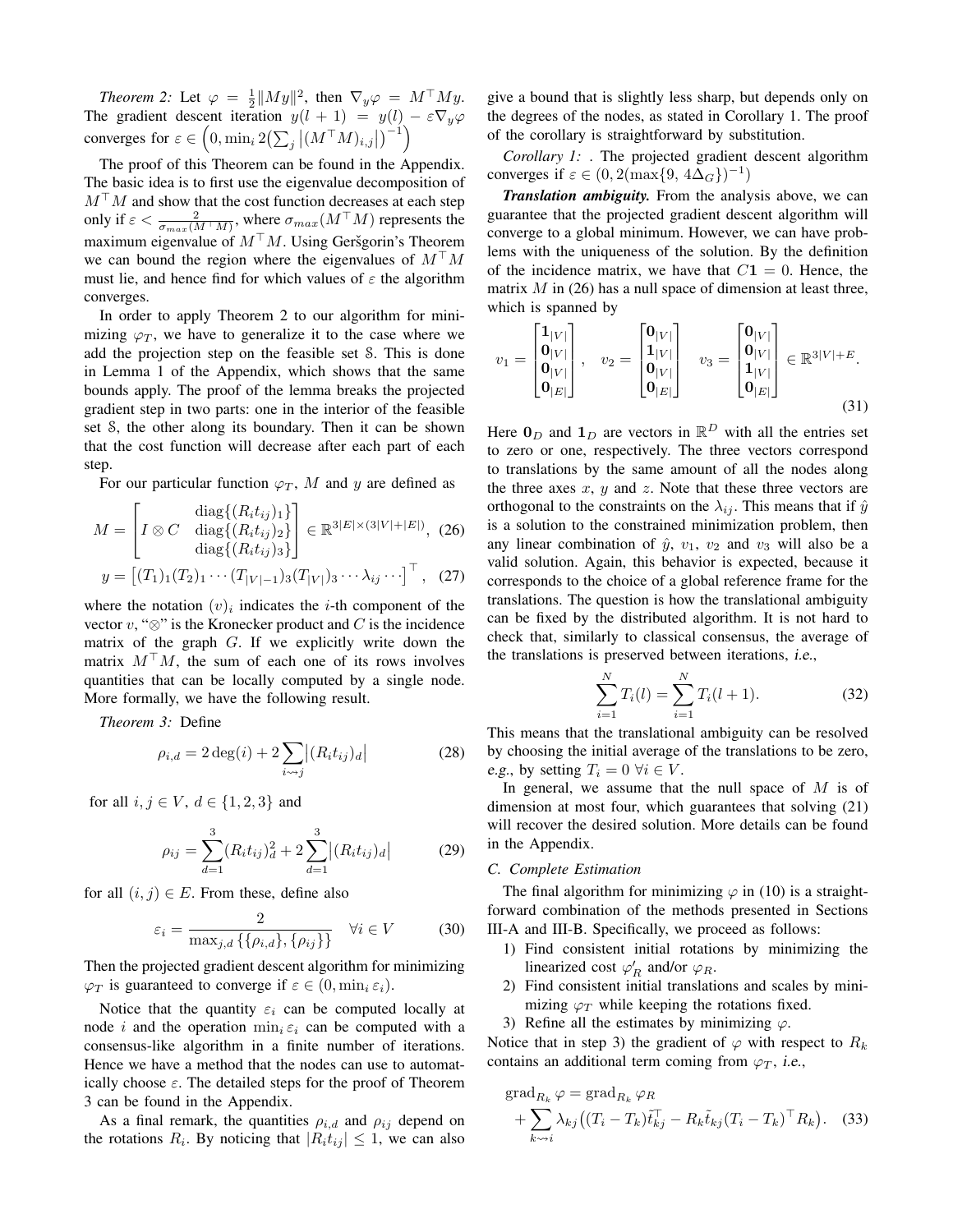*Theorem 2:* Let $\varphi = \frac{1}{2}\|My\|^2$, then $\nabla_y \varphi = M^\top My$. The gradient descent iteration $y(l+1) = y(l) - \varepsilon \nabla_y \varphi$ converges for $\varepsilon \in \left(0, \min_i 2\big(\sum_j \left|(M^\top M)_{i,j}\right|\big)^{-1}\right)$

The proof of this Theorem can be found in the Appendix. The basic idea is to first use the eigenvalue decomposition of $M^\top M$ and show that the cost function decreases at each step only if $\varepsilon < \frac{2}{\sigma_{max}(M^\top M)}$, where $\sigma_{max}(M^\top M)$ represents the maximum eigenvalue of $M^\top M$. Using Geršgorin's Theorem we can bound the region where the eigenvalues of $M^\top M$ must lie, and hence find for which values of $\varepsilon$ the algorithm converges.

In order to apply Theorem 2 to our algorithm for minimizing $\varphi_T$, we have to generalize it to the case where we add the projection step on the feasible set $\mathcal{S}$. This is done in Lemma 1 of the Appendix, which shows that the same bounds apply. The proof of the lemma breaks the projected gradient step in two parts: one in the interior of the feasible set $\mathcal{S}$, the other along its boundary. Then it can be shown that the cost function will decrease after each part of each step.

For our particular function $\varphi_T$, $M$ and $y$ are defined as

$$M = \begin{bmatrix} I \otimes C & \begin{matrix} \operatorname{diag}\{(R_i t_{ij})_1\} \\ \operatorname{diag}\{(R_i t_{ij})_2\} \\ \operatorname{diag}\{(R_i t_{ij})_3\} \end{matrix} \end{bmatrix} \in \mathbb{R}^{3|E| \times (3|V| + |E|)}, \quad (26)$$

$$y = \left[(T_1)_1 (T_2)_1 \cdots (T_{|V|-1})_3 (T_{|V|})_3 \cdots \lambda_{ij} \cdots\right]^\top, \quad (27)$$

where the notation $(v)_i$ indicates the $i$-th component of the vector $v$, "$\otimes$" is the Kronecker product and $C$ is the incidence matrix of the graph $G$. If we explicitly write down the matrix $M^\top M$, the sum of each one of its rows involves quantities that can be locally computed by a single node. More formally, we have the following result.

*Theorem 3:* Define

$$\rho_{i,d} = 2\deg(i) + 2\sum_{i \rightsquigarrow j} \left|(R_i t_{ij})_d\right| \quad (28)$$

for all $i, j \in V$, $d \in \{1,2,3\}$ and

$$\rho_{ij} = \sum_{d=1}^{3} (R_i t_{ij})_d^2 + 2\sum_{d=1}^{3} \left|(R_i t_{ij})_d\right| \quad (29)$$

for all $(i,j) \in E$. From these, define also

$$\varepsilon_i = \frac{2}{\max_{j,d}\{\{\rho_{i,d}\}, \{\rho_{ij}\}\}} \quad \forall i \in V \quad (30)$$

Then the projected gradient descent algorithm for minimizing $\varphi_T$ is guaranteed to converge if $\varepsilon \in (0, \min_i \varepsilon_i)$.

Notice that the quantity $\varepsilon_i$ can be computed locally at node $i$ and the operation $\min_i \varepsilon_i$ can be computed with a consensus-like algorithm in a finite number of iterations. Hence we have a method that the nodes can use to automatically choose $\varepsilon$. The detailed steps for the proof of Theorem 3 can be found in the Appendix.

As a final remark, the quantities $\rho_{i,d}$ and $\rho_{ij}$ depend on the rotations $R_i$. By noticing that $|R_i t_{ij}| \leq 1$, we can also give a bound that is slightly less sharp, but depends only on the degrees of the nodes, as stated in Corollary 1. The proof of the corollary is straightforward by substitution.

*Corollary 1:* . The projected gradient descent algorithm converges if $\varepsilon \in (0, 2(\max\{9,\ 4\Delta_G\})^{-1})$

***Translation ambiguity.*** From the analysis above, we can guarantee that the projected gradient descent algorithm will converge to a global minimum. However, we can have problems with the uniqueness of the solution. By the definition of the incidence matrix, we have that $C\mathbf{1} = 0$. Hence, the matrix $M$ in (26) has a null space of dimension at least three, which is spanned by

$$v_1 = \begin{bmatrix} \mathbf{1}_{|V|} \\ \mathbf{0}_{|V|} \\ \mathbf{0}_{|V|} \\ \mathbf{0}_{|E|} \end{bmatrix}, \quad v_2 = \begin{bmatrix} \mathbf{0}_{|V|} \\ \mathbf{1}_{|V|} \\ \mathbf{0}_{|V|} \\ \mathbf{0}_{|E|} \end{bmatrix} \quad v_3 = \begin{bmatrix} \mathbf{0}_{|V|} \\ \mathbf{0}_{|V|} \\ \mathbf{1}_{|V|} \\ \mathbf{0}_{|E|} \end{bmatrix} \in \mathbb{R}^{3|V|+E}. \quad (31)$$

Here $\mathbf{0}_D$ and $\mathbf{1}_D$ are vectors in $\mathbb{R}^D$ with all the entries set to zero or one, respectively. The three vectors correspond to translations by the same amount of all the nodes along the three axes $x$, $y$ and $z$. Note that these three vectors are orthogonal to the constraints on the $\lambda_{ij}$. This means that if $\hat{y}$ is a solution to the constrained minimization problem, then any linear combination of $\hat{y}$, $v_1$, $v_2$ and $v_3$ will also be a valid solution. Again, this behavior is expected, because it corresponds to the choice of a global reference frame for the translations. The question is how the translational ambiguity can be fixed by the distributed algorithm. It is not hard to check that, similarly to classical consensus, the average of the translations is preserved between iterations, *i.e.*,

$$\sum_{i=1}^{N} T_i(l) = \sum_{i=1}^{N} T_i(l+1). \quad (32)$$

This means that the translational ambiguity can be resolved by choosing the initial average of the translations to be zero, *e.g.*, by setting $T_i = 0 \ \forall i \in V$.

In general, we assume that the null space of $M$ is of dimension at most four, which guarantees that solving (21) will recover the desired solution. More details can be found in the Appendix.

### C. Complete Estimation

The final algorithm for minimizing $\varphi$ in (10) is a straightforward combination of the methods presented in Sections III-A and III-B. Specifically, we proceed as follows:

1) Find consistent initial rotations by minimizing the linearized cost $\varphi'_R$ and/or $\varphi_R$.
2) Find consistent initial translations and scales by minimizing $\varphi_T$ while keeping the rotations fixed.
3) Refine all the estimates by minimizing $\varphi$.

Notice that in step 3) the gradient of $\varphi$ with respect to $R_k$ contains an additional term coming from $\varphi_T$, *i.e.*,

$$\begin{aligned} \operatorname{grad}_{R_k} \varphi &= \operatorname{grad}_{R_k} \varphi_R \\ &+ \sum_{k \rightsquigarrow i} \lambda_{kj}\big((T_i - T_k)\tilde{t}_{kj}^\top - R_k \tilde{t}_{kj}(T_i - T_k)^\top R_k\big). \quad (33) \end{aligned}$$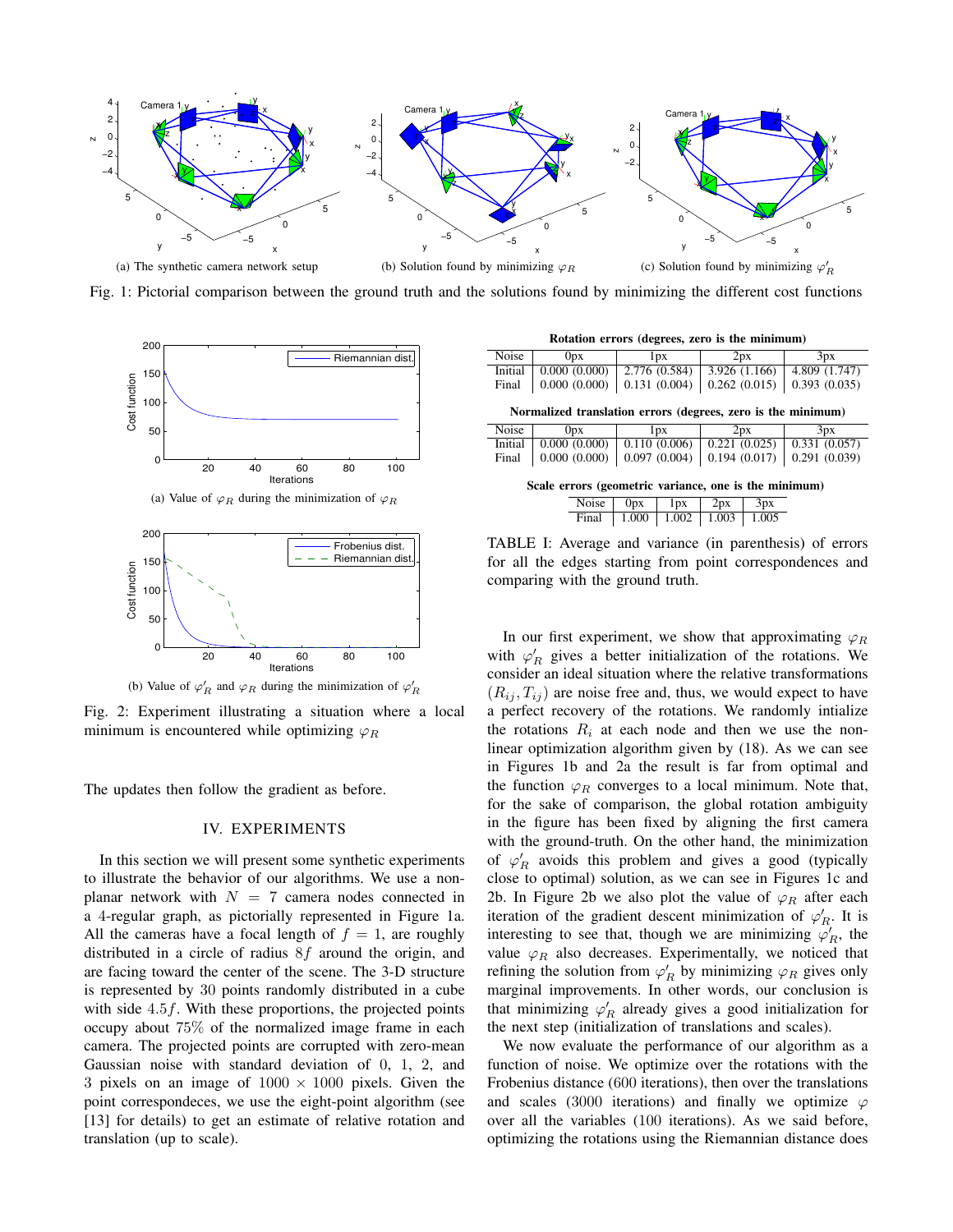(a) The synthetic camera network setup

(b) Solution found by minimizing $\varphi_R$

(c) Solution found by minimizing $\varphi'_R$

Fig. 1: Pictorial comparison between the ground truth and the solutions found by minimizing the different cost functions

(a) Value of $\varphi_R$ during the minimization of $\varphi_R$

(b) Value of $\varphi'_R$ and $\varphi_R$ during the minimization of $\varphi'_R$

Fig. 2: Experiment illustrating a situation where a local minimum is encountered while optimizing $\varphi_R$

The updates then follow the gradient as before.

## IV. EXPERIMENTS

In this section we will present some synthetic experiments to illustrate the behavior of our algorithms. We use a non-planar network with $N = 7$ camera nodes connected in a 4-regular graph, as pictorially represented in Figure 1a. All the cameras have a focal length of $f = 1$, are roughly distributed in a circle of radius $8f$ around the origin, and are facing toward the center of the scene. The 3-D structure is represented by 30 points randomly distributed in a cube with side $4.5f$. With these proportions, the projected points occupy about 75% of the normalized image frame in each camera. The projected points are corrupted with zero-mean Gaussian noise with standard deviation of 0, 1, 2, and 3 pixels on an image of $1000 \times 1000$ pixels. Given the point correspondeces, we use the eight-point algorithm (see [13] for details) to get an estimate of relative rotation and translation (up to scale).

**Rotation errors (degrees, zero is the minimum)**

| Noise | 0px | 1px | 2px | 3px |
|---|---|---|---|---|
| Initial | 0.000 (0.000) | 2.776 (0.584) | 3.926 (1.166) | 4.809 (1.747) |
| Final | 0.000 (0.000) | 0.131 (0.004) | 0.262 (0.015) | 0.393 (0.035) |

**Normalized translation errors (degrees, zero is the minimum)**

| Noise | 0px | 1px | 2px | 3px |
|---|---|---|---|---|
| Initial | 0.000 (0.000) | 0.110 (0.006) | 0.221 (0.025) | 0.331 (0.057) |
| Final | 0.000 (0.000) | 0.097 (0.004) | 0.194 (0.017) | 0.291 (0.039) |

**Scale errors (geometric variance, one is the minimum)**

| Noise | 0px | 1px | 2px | 3px |
|---|---|---|---|---|
| Final | 1.000 | 1.002 | 1.003 | 1.005 |

TABLE I: Average and variance (in parenthesis) of errors for all the edges starting from point correspondences and comparing with the ground truth.

In our first experiment, we show that approximating $\varphi_R$ with $\varphi'_R$ gives a better initialization of the rotations. We consider an ideal situation where the relative transformations $(R_{ij}, T_{ij})$ are noise free and, thus, we would expect to have a perfect recovery of the rotations. We randomly intialize the rotations $R_i$ at each node and then we use the non-linear optimization algorithm given by (18). As we can see in Figures 1b and 2a the result is far from optimal and the function $\varphi_R$ converges to a local minimum. Note that, for the sake of comparison, the global rotation ambiguity in the figure has been fixed by aligning the first camera with the ground-truth. On the other hand, the minimization of $\varphi'_R$ avoids this problem and gives a good (typically close to optimal) solution, as we can see in Figures 1c and 2b. In Figure 2b we also plot the value of $\varphi_R$ after each iteration of the gradient descent minimization of $\varphi'_R$. It is interesting to see that, though we are minimizing $\varphi'_R$, the value $\varphi_R$ also decreases. Experimentally, we noticed that refining the solution from $\varphi'_R$ by minimizing $\varphi_R$ gives only marginal improvements. In other words, our conclusion is that minimizing $\varphi'_R$ already gives a good initialization for the next step (initialization of translations and scales).

We now evaluate the performance of our algorithm as a function of noise. We optimize over the rotations with the Frobenius distance (600 iterations), then over the translations and scales (3000 iterations) and finally we optimize $\varphi$ over all the variables (100 iterations). As we said before, optimizing the rotations using the Riemannian distance does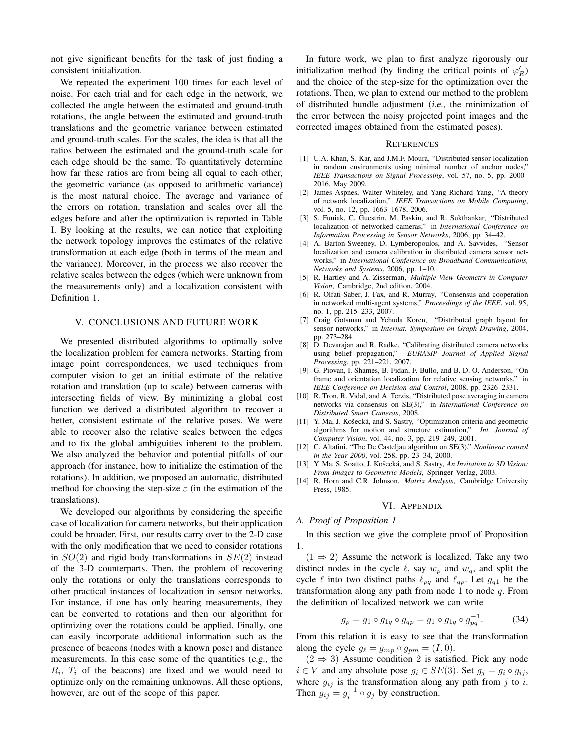not give significant benefits for the task of just finding a consistent initialization.

We repeated the experiment 100 times for each level of noise. For each trial and for each edge in the network, we collected the angle between the estimated and ground-truth rotations, the angle between the estimated and ground-truth translations and the geometric variance between estimated and ground-truth scales. For the scales, the idea is that all the ratios between the estimated and the ground-truth scale for each edge should be the same. To quantitatively determine how far these ratios are from being all equal to each other, the geometric variance (as opposed to arithmetic variance) is the most natural choice. The average and variance of the errors on rotation, translation and scales over all the edges before and after the optimization is reported in Table I. By looking at the results, we can notice that exploiting the network topology improves the estimates of the relative transformation at each edge (both in terms of the mean and the variance). Moreover, in the process we also recover the relative scales between the edges (which were unknown from the measurements only) and a localization consistent with Definition 1.

## V. CONCLUSIONS AND FUTURE WORK

We presented distributed algorithms to optimally solve the localization problem for camera networks. Starting from image point correspondences, we used techniques from computer vision to get an initial estimate of the relative rotation and translation (up to scale) between cameras with intersecting fields of view. By minimizing a global cost function we derived a distributed algorithm to recover a better, consistent estimate of the relative poses. We were able to recover also the relative scales between the edges and to fix the global ambiguities inherent to the problem. We also analyzed the behavior and potential pitfalls of our approach (for instance, how to initialize the estimation of the rotations). In addition, we proposed an automatic, distributed method for choosing the step-size $\varepsilon$ (in the estimation of the translations).

We developed our algorithms by considering the specific case of localization for camera networks, but their application could be broader. First, our results carry over to the 2-D case with the only modification that we need to consider rotations in $SO(2)$ and rigid body transformations in $SE(2)$ instead of the 3-D counterparts. Then, the problem of recovering only the rotations or only the translations corresponds to other practical instances of localization in sensor networks. For instance, if one has only bearing measurements, they can be converted to rotations and then our algorithm for optimizing over the rotations could be applied. Finally, one can easily incorporate additional information such as the presence of beacons (nodes with a known pose) and distance measurements. In this case some of the quantities (*e.g.*, the $R_i$, $T_i$ of the beacons) are fixed and we would need to optimize only on the remaining unknowns. All these options, however, are out of the scope of this paper.

In future work, we plan to first analyze rigorously our initialization method (by finding the critical points of $\varphi'_R$) and the choice of the step-size for the optimization over the rotations. Then, we plan to extend our method to the problem of distributed bundle adjustment (*i.e.*, the minimization of the error between the noisy projected point images and the corrected images obtained from the estimated poses).

## REFERENCES

[1] U.A. Khan, S. Kar, and J.M.F. Moura, "Distributed sensor localization in random environments using minimal number of anchor nodes," *IEEE Transactions on Signal Processing*, vol. 57, no. 5, pp. 2000–2016, May 2009.

[2] James Aspnes, Walter Whiteley, and Yang Richard Yang, "A theory of network localization," *IEEE Transactions on Mobile Computing*, vol. 5, no. 12, pp. 1663–1678, 2006.

[3] S. Funiak, C. Guestrin, M. Paskin, and R. Sukthankar, "Distributed localization of networked cameras," in *International Conference on Information Processing in Sensor Networks*, 2006, pp. 34–42.

[4] A. Barton-Sweeney, D. Lymberopoulos, and A. Savvides, "Sensor localization and camera calibration in distributed camera sensor networks," in *International Conference on Broadband Communications, Networks and Systems*, 2006, pp. 1–10.

[5] R. Hartley and A. Zisserman, *Multiple View Geometry in Computer Vision*, Cambridge, 2nd edition, 2004.

[6] R. Olfati-Saber, J. Fax, and R. Murray, "Consensus and cooperation in networked multi-agent systems," *Proceedings of the IEEE*, vol. 95, no. 1, pp. 215–233, 2007.

[7] Craig Gotsman and Yehuda Koren, "Distributed graph layout for sensor networks," in *Internat. Symposium on Graph Drawing*, 2004, pp. 273–284.

[8] D. Devarajan and R. Radke, "Calibrating distributed camera networks using belief propagation," *EURASIP Journal of Applied Signal Processing*, pp. 221–221, 2007.

[9] G. Piovan, I. Shames, B. Fidan, F. Bullo, and B. D. O. Anderson, "On frame and orientation localization for relative sensing networks," in *IEEE Conference on Decision and Control*, 2008, pp. 2326–2331.

[10] R. Tron, R. Vidal, and A. Terzis, "Distributed pose averaging in camera networks via consensus on SE(3)," in *International Conference on Distributed Smart Cameras*, 2008.

[11] Y. Ma, J. Košecká, and S. Sastry, "Optimization criteria and geometric algorithms for motion and structure estimation," *Int. Journal of Computer Vision*, vol. 44, no. 3, pp. 219–249, 2001.

[12] C. Altafini, "The De Casteljau algorithm on SE(3)," *Nonlinear control in the Year 2000*, vol. 258, pp. 23–34, 2000.

[13] Y. Ma, S. Soatto, J. Košecká, and S. Sastry, *An Invitation to 3D Vision: From Images to Geometric Models*, Springer Verlag, 2003.

[14] R. Horn and C.R. Johnson, *Matrix Analysis*, Cambridge University Press, 1985.

## VI. APPENDIX

### A. Proof of Proposition 1

In this section we give the complete proof of Proposition 1.

$(1 \Rightarrow 2)$ Assume the network is localized. Take any two distinct nodes in the cycle $\ell$, say $w_p$ and $w_q$, and split the cycle $\ell$ into two distinct paths $\ell_{pq}$ and $\ell_{qp}$. Let $g_{q1}$ be the transformation along any path from node 1 to node $q$. From the definition of localized network we can write

$$g_p = g_1 \circ g_{1q} \circ g_{qp} = g_1 \circ g_{1q} \circ g_{pq}^{-1}. \tag{34}$$

From this relation it is easy to see that the transformation along the cycle $g_\ell = g_{mp} \circ g_{pm} = (I, 0)$.

$(2 \Rightarrow 3)$ Assume condition 2 is satisfied. Pick any node $i \in V$ and any absolute pose $g_i \in SE(3)$. Set $g_j = g_i \circ g_{ij}$, where $g_{ij}$ is the transformation along any path from $j$ to $i$. Then $g_{ij} = g_i^{-1} \circ g_j$ by construction.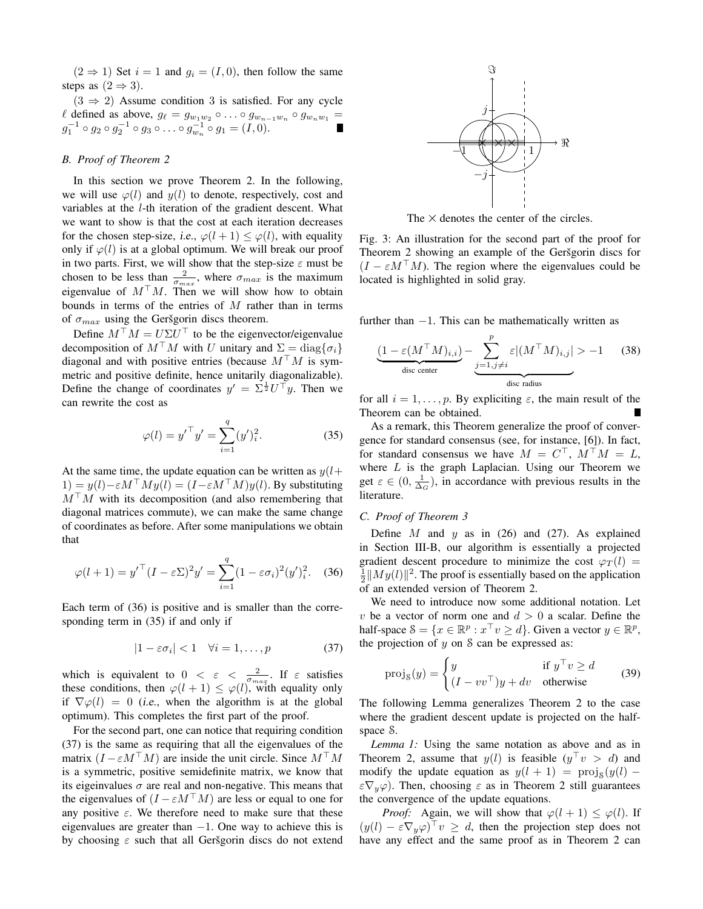(2 ⇒ 1) Set $i = 1$ and $g_i = (I, 0)$, then follow the same steps as (2 ⇒ 3).

(3 ⇒ 2) Assume condition 3 is satisfied. For any cycle $\ell$ defined as above, $g_\ell = g_{w_1 w_2} \circ \ldots \circ g_{w_{n-1} w_n} \circ g_{w_n w_1} = g_1^{-1} \circ g_2 \circ g_2^{-1} \circ g_3 \circ \ldots \circ g_{w_n}^{-1} \circ g_1 = (I, 0)$. ∎

### B. Proof of Theorem 2

In this section we prove Theorem 2. In the following, we will use $\varphi(l)$ and $y(l)$ to denote, respectively, cost and variables at the $l$-th iteration of the gradient descent. What we want to show is that the cost at each iteration decreases for the chosen step-size, *i.e.*, $\varphi(l+1) \leq \varphi(l)$, with equality only if $\varphi(l)$ is at a global optimum. We will break our proof in two parts. First, we will show that the step-size $\varepsilon$ must be chosen to be less than $\frac{2}{\sigma_{max}}$, where $\sigma_{max}$ is the maximum eigenvalue of $M^\top M$. Then we will show how to obtain bounds in terms of the entries of $M$ rather than in terms of $\sigma_{max}$ using the Geršgorin discs theorem.

Define $M^\top M = U \Sigma U^\top$ to be the eigenvector/eigenvalue decomposition of $M^\top M$ with $U$ unitary and $\Sigma = \operatorname{diag}\{\sigma_i\}$ diagonal and with positive entries (because $M^\top M$ is symmetric and positive definite, hence unitarily diagonalizable). Define the change of coordinates $y' = \Sigma^{\frac{1}{2}} U^\top y$. Then we can rewrite the cost as

$$\varphi(l) = {y'}^\top y' = \sum_{i=1}^{q} (y')_i^2. \tag{35}$$

At the same time, the update equation can be written as $y(l+1) = y(l) - \varepsilon M^\top M y(l) = (I - \varepsilon M^\top M) y(l)$. By substituting $M^\top M$ with its decomposition (and also remembering that diagonal matrices commute), we can make the same change of coordinates as before. After some manipulations we obtain that

$$\varphi(l+1) = {y'}^\top (I - \varepsilon \Sigma)^2 y' = \sum_{i=1}^{q} (1 - \varepsilon \sigma_i)^2 (y')_i^2. \tag{36}$$

Each term of (36) is positive and is smaller than the corresponding term in (35) if and only if

$$|1 - \varepsilon \sigma_i| < 1 \quad \forall i = 1, \ldots, p \tag{37}$$

which is equivalent to $0 < \varepsilon < \frac{2}{\sigma_{max}}$. If $\varepsilon$ satisfies these conditions, then $\varphi(l+1) \leq \varphi(l)$, with equality only if $\nabla \varphi(l) = 0$ (*i.e.*, when the algorithm is at the global optimum). This completes the first part of the proof.

For the second part, one can notice that requiring condition (37) is the same as requiring that all the eigenvalues of the matrix $(I - \varepsilon M^\top M)$ are inside the unit circle. Since $M^\top M$ is a symmetric, positive semidefinite matrix, we know that its eigeinvalues $\sigma$ are real and non-negative. This means that the eigenvalues of $(I - \varepsilon M^\top M)$ are less or equal to one for any positive $\varepsilon$. We therefore need to make sure that these eigenvalues are greater than $-1$. One way to achieve this is by choosing $\varepsilon$ such that all Geršgorin discs do not extend further than $-1$. This can be mathematically written as

$$\underbrace{(1 - \varepsilon (M^\top M)_{i,i})}_{\text{disc center}} - \underbrace{\sum_{j=1, j \neq i}^{p} \varepsilon |(M^\top M)_{i,j}|}_{\text{disc radius}} > -1 \tag{38}$$

for all $i = 1, \ldots, p$. By expliciting $\varepsilon$, the main result of the Theorem can be obtained. ∎

The × denotes the center of the circles.

Fig. 3: An illustration for the second part of the proof for Theorem 2 showing an example of the Geršgorin discs for $(I - \varepsilon M^\top M)$. The region where the eigenvalues could be located is highlighted in solid gray.

As a remark, this Theorem generalize the proof of convergence for standard consensus (see, for instance, [6]). In fact, for standard consensus we have $M = C^\top$, $M^\top M = L$, where $L$ is the graph Laplacian. Using our Theorem we get $\varepsilon \in (0, \frac{1}{\Delta_G})$, in accordance with previous results in the literature.

### C. Proof of Theorem 3

Define $M$ and $y$ as in (26) and (27). As explained in Section III-B, our algorithm is essentially a projected gradient descent procedure to minimize the cost $\varphi_T(l) = \frac{1}{2}\|M y(l)\|^2$. The proof is essentially based on the application of an extended version of Theorem 2.

We need to introduce now some additional notation. Let $v$ be a vector of norm one and $d > 0$ a scalar. Define the half-space $\mathcal{S} = \{x \in \mathbb{R}^p : x^\top v \geq d\}$. Given a vector $y \in \mathbb{R}^p$, the projection of $y$ on $\mathcal{S}$ can be expressed as:

$$\operatorname{proj}_{\mathcal{S}}(y) = \begin{cases} y & \text{if } y^\top v \geq d \\ (I - v v^\top) y + d v & \text{otherwise} \end{cases} \tag{39}$$

The following Lemma generalizes Theorem 2 to the case where the gradient descent update is projected on the half-space $\mathcal{S}$.

*Lemma 1:* Using the same notation as above and as in Theorem 2, assume that $y(l)$ is feasible ($y^\top v > d$) and modify the update equation as $y(l+1) = \operatorname{proj}_{\mathcal{S}}(y(l) - \varepsilon \nabla_y \varphi)$. Then, choosing $\varepsilon$ as in Theorem 2 still guarantees the convergence of the update equations.

*Proof:* Again, we will show that $\varphi(l+1) \leq \varphi(l)$. If $(y(l) - \varepsilon \nabla_y \varphi)^\top v \geq d$, then the projection step does not have any effect and the same proof as in Theorem 2 can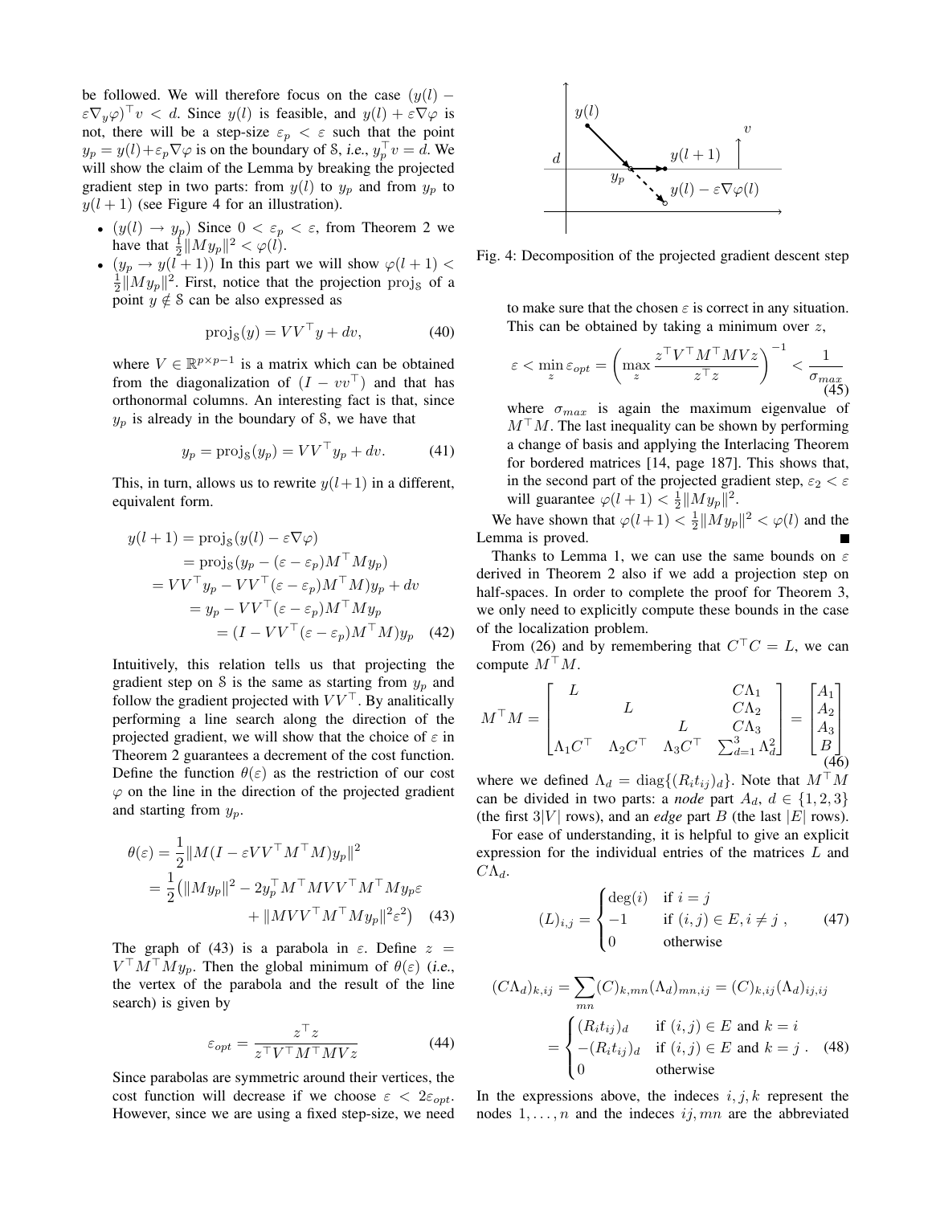be followed. We will therefore focus on the case $(y(l) - \varepsilon\nabla_y\varphi)^\top v < d$. Since $y(l)$ is feasible, and $y(l) + \varepsilon\nabla\varphi$ is not, there will be a step-size $\varepsilon_p < \varepsilon$ such that the point $y_p = y(l) + \varepsilon_p\nabla\varphi$ is on the boundary of $\mathcal{S}$, *i.e.*, $y_p^\top v = d$. We will show the claim of the Lemma by breaking the projected gradient step in two parts: from $y(l)$ to $y_p$ and from $y_p$ to $y(l+1)$ (see Figure 4 for an illustration).

- $(y(l) \to y_p)$ Since $0 < \varepsilon_p < \varepsilon$, from Theorem 2 we have that $\frac{1}{2}\|My_p\|^2 < \varphi(l)$.
- $(y_p \to y(l+1))$ In this part we will show $\varphi(l+1) < \frac{1}{2}\|My_p\|^2$. First, notice that the projection $\text{proj}_\mathcal{S}$ of a point $y \notin \mathcal{S}$ can be also expressed as

$$\text{proj}_\mathcal{S}(y) = VV^\top y + dv, \tag{40}$$

where $V \in \mathbb{R}^{p\times p-1}$ is a matrix which can be obtained from the diagonalization of $(I - vv^\top)$ and that has orthonormal columns. An interesting fact is that, since $y_p$ is already in the boundary of $\mathcal{S}$, we have that

$$y_p = \text{proj}_\mathcal{S}(y_p) = VV^\top y_p + dv. \tag{41}$$

This, in turn, allows us to rewrite $y(l+1)$ in a different, equivalent form.

$$\begin{aligned} y(l+1) &= \text{proj}_\mathcal{S}(y(l) - \varepsilon\nabla\varphi) \\ &= \text{proj}_\mathcal{S}(y_p - (\varepsilon - \varepsilon_p)M^\top M y_p) \\ &= VV^\top y_p - VV^\top(\varepsilon - \varepsilon_p)M^\top M)y_p + dv \\ &= y_p - VV^\top(\varepsilon - \varepsilon_p)M^\top M y_p \\ &= (I - VV^\top(\varepsilon - \varepsilon_p)M^\top M)y_p \end{aligned} \tag{42}$$

Intuitively, this relation tells us that projecting the gradient step on $\mathcal{S}$ is the same as starting from $y_p$ and follow the gradient projected with $VV^\top$. By analitically performing a line search along the direction of the projected gradient, we will show that the choice of $\varepsilon$ in Theorem 2 guarantees a decrement of the cost function. Define the function $\theta(\varepsilon)$ as the restriction of our cost $\varphi$ on the line in the direction of the projected gradient and starting from $y_p$.

$$\begin{aligned} \theta(\varepsilon) &= \frac{1}{2}\|M(I - \varepsilon VV^\top M^\top M)y_p\|^2 \\ &= \frac{1}{2}\big(\|My_p\|^2 - 2y_p^\top M^\top MVV^\top M^\top M y_p\varepsilon \\ &\qquad + \|MVV^\top M^\top M y_p\|^2\varepsilon^2\big) \end{aligned} \tag{43}$$

The graph of (43) is a parabola in $\varepsilon$. Define $z = V^\top M^\top M y_p$. Then the global minimum of $\theta(\varepsilon)$ (*i.e.*, the vertex of the parabola and the result of the line search) is given by

$$\varepsilon_{opt} = \frac{z^\top z}{z^\top V^\top M^\top M V z} \tag{44}$$

Since parabolas are symmetric around their vertices, the cost function will decrease if we choose $\varepsilon < 2\varepsilon_{opt}$. However, since we are using a fixed step-size, we need to make sure that the chosen $\varepsilon$ is correct in any situation. This can be obtained by taking a minimum over $z$,

$$\varepsilon < \min_z \varepsilon_{opt} = \left(\max_z \frac{z^\top V^\top M^\top M V z}{z^\top z}\right)^{-1} < \frac{1}{\sigma_{max}} \tag{45}$$

where $\sigma_{max}$ is again the maximum eigenvalue of $M^\top M$. The last inequality can be shown by performing a change of basis and applying the Interlacing Theorem for bordered matrices [14, page 187]. This shows that, in the second part of the projected gradient step, $\varepsilon_2 < \varepsilon$ will guarantee $\varphi(l+1) < \frac{1}{2}\|My_p\|^2$.

Fig. 4: Decomposition of the projected gradient descent step

We have shown that $\varphi(l+1) < \frac{1}{2}\|My_p\|^2 < \varphi(l)$ and the Lemma is proved. ∎

Thanks to Lemma 1, we can use the same bounds on $\varepsilon$ derived in Theorem 2 also if we add a projection step on half-spaces. In order to complete the proof for Theorem 3, we only need to explicitly compute these bounds in the case of the localization problem.

From (26) and by remembering that $C^\top C = L$, we can compute $M^\top M$.

$$M^\top M = \begin{bmatrix} L & & & C\Lambda_1 \\ & L & & C\Lambda_2 \\ & & L & C\Lambda_3 \\ \Lambda_1 C^\top & \Lambda_2 C^\top & \Lambda_3 C^\top & \sum_{d=1}^3 \Lambda_d^2 \end{bmatrix} = \begin{bmatrix} A_1 \\ A_2 \\ A_3 \\ B \end{bmatrix} \tag{46}$$

where we defined $\Lambda_d = \text{diag}\{(R_i t_{ij})_d\}$. Note that $M^\top M$ can be divided in two parts: a *node* part $A_d$, $d \in \{1,2,3\}$ (the first $3|V|$ rows), and an *edge* part $B$ (the last $|E|$ rows).

For ease of understanding, it is helpful to give an explicit expression for the individual entries of the matrices $L$ and $C\Lambda_d$.

$$(L)_{i,j} = \begin{cases} \deg(i) & \text{if } i = j \\ -1 & \text{if } (i,j) \in E, i \neq j \\ 0 & \text{otherwise} \end{cases}, \tag{47}$$

$$\begin{aligned} (C\Lambda_d)_{k,ij} &= \sum_{mn}(C)_{k,mn}(\Lambda_d)_{mn,ij} = (C)_{k,ij}(\Lambda_d)_{ij,ij} \\ &= \begin{cases} (R_i t_{ij})_d & \text{if } (i,j) \in E \text{ and } k = i \\ -(R_i t_{ij})_d & \text{if } (i,j) \in E \text{ and } k = j \\ 0 & \text{otherwise} \end{cases}. \end{aligned} \tag{48}$$

In the expressions above, the indeces $i, j, k$ represent the nodes $1, \dots, n$ and the indeces $ij, mn$ are the abbreviated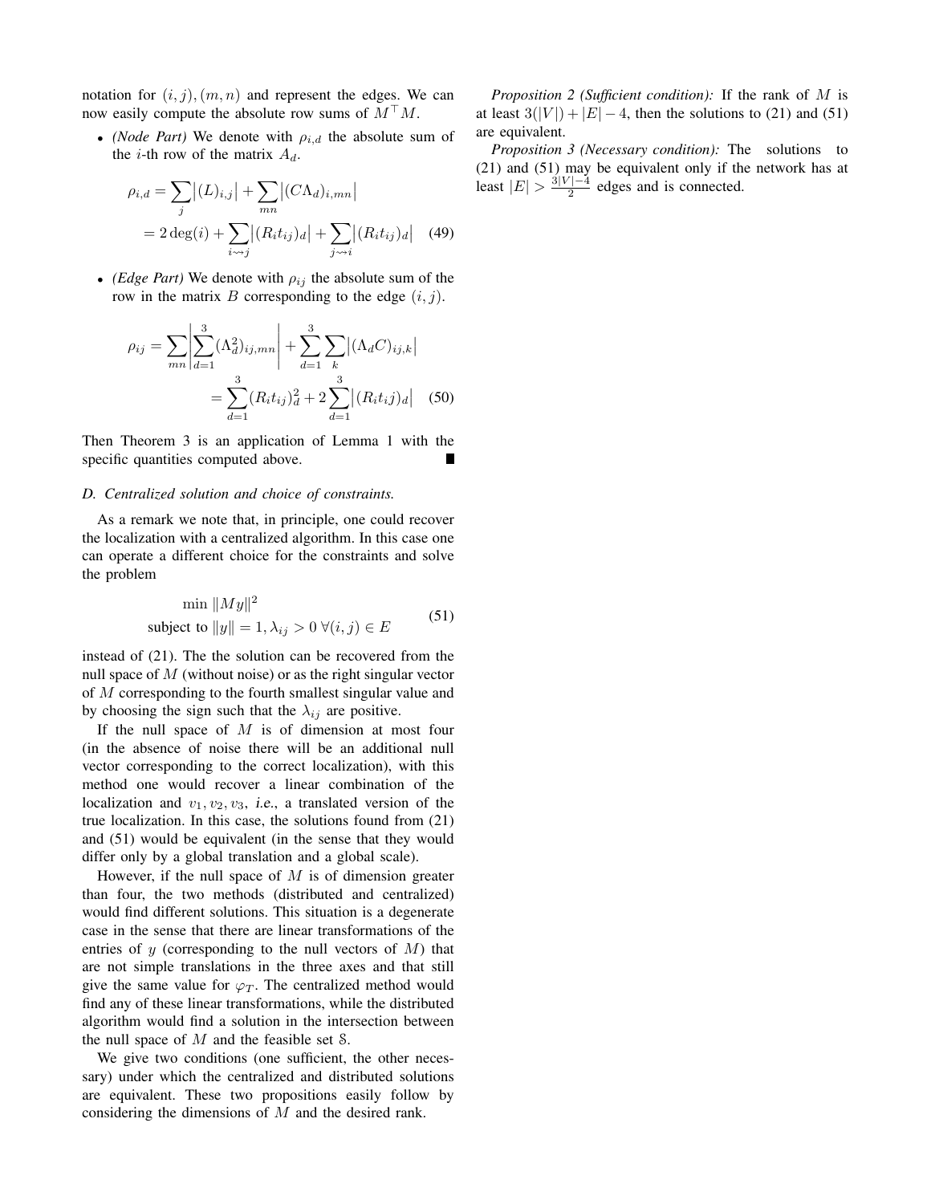notation for $(i, j), (m, n)$ and represent the edges. We can now easily compute the absolute row sums of $M^\top M$.

- *(Node Part)* We denote with $\rho_{i,d}$ the absolute sum of the $i$-th row of the matrix $A_d$.

$$
\begin{aligned}
\rho_{i,d} &= \sum_j \big|(L)_{i,j}\big| + \sum_{mn} \big|(C\Lambda_d)_{i,mn}\big| \\
&= 2\deg(i) + \sum_{i \rightsquigarrow j} \big|(R_i t_{ij})_d\big| + \sum_{j \rightsquigarrow i} \big|(R_i t_{ij})_d\big| \quad (49)
\end{aligned}
$$

- *(Edge Part)* We denote with $\rho_{ij}$ the absolute sum of the row in the matrix $B$ corresponding to the edge $(i, j)$.

$$
\begin{aligned}
\rho_{ij} &= \sum_{mn} \left| \sum_{d=1}^{3} (\Lambda_d^2)_{ij,mn} \right| + \sum_{d=1}^{3} \sum_k \big|(\Lambda_d C)_{ij,k}\big| \\
&= \sum_{d=1}^{3} (R_i t_{ij})_d^2 + 2 \sum_{d=1}^{3} \big|(R_i t_i j)_d\big| \quad (50)
\end{aligned}
$$

Then Theorem 3 is an application of Lemma 1 with the specific quantities computed above. ∎

### D. Centralized solution and choice of constraints.

As a remark we note that, in principle, one could recover the localization with a centralized algorithm. In this case one can operate a different choice for the constraints and solve the problem

$$
\begin{aligned}
&\min \|My\|^2 \\
&\text{subject to } \|y\| = 1, \lambda_{ij} > 0 \ \forall (i,j) \in E
\end{aligned} \quad (51)
$$

instead of (21). The the solution can be recovered from the null space of $M$ (without noise) or as the right singular vector of $M$ corresponding to the fourth smallest singular value and by choosing the sign such that the $\lambda_{ij}$ are positive.

If the null space of $M$ is of dimension at most four (in the absence of noise there will be an additional null vector corresponding to the correct localization), with this method one would recover a linear combination of the localization and $v_1, v_2, v_3$, *i.e.*, a translated version of the true localization. In this case, the solutions found from (21) and (51) would be equivalent (in the sense that they would differ only by a global translation and a global scale).

However, if the null space of $M$ is of dimension greater than four, the two methods (distributed and centralized) would find different solutions. This situation is a degenerate case in the sense that there are linear transformations of the entries of $y$ (corresponding to the null vectors of $M$) that are not simple translations in the three axes and that still give the same value for $\varphi_T$. The centralized method would find any of these linear transformations, while the distributed algorithm would find a solution in the intersection between the null space of $M$ and the feasible set $\mathcal{S}$.

We give two conditions (one sufficient, the other necessary) under which the centralized and distributed solutions are equivalent. These two propositions easily follow by considering the dimensions of $M$ and the desired rank.

*Proposition 2 (Sufficient condition):* If the rank of $M$ is at least $3(|V|) + |E| - 4$, then the solutions to (21) and (51) are equivalent.

*Proposition 3 (Necessary condition):* The solutions to (21) and (51) may be equivalent only if the network has at least $|E| > \frac{3|V|-4}{2}$ edges and is connected.